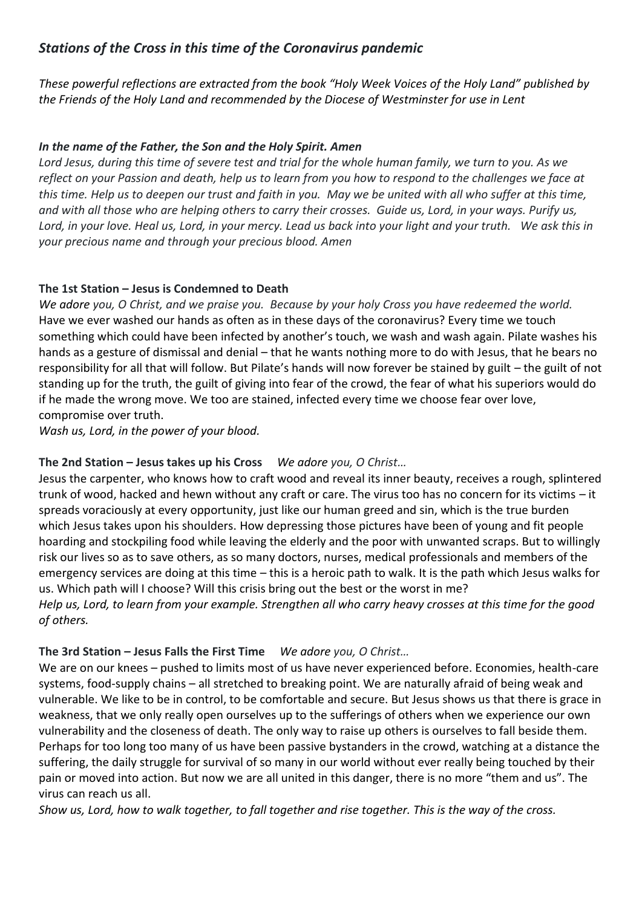## *Stations of the Cross in this time of the Coronavirus pandemic*

*These powerful reflections are extracted from the book "Holy Week Voices of the Holy Land" published by the Friends of the Holy Land and recommended by the Diocese of Westminster for use in Lent*

***In the name of the Father, the Son and the Holy Spirit. Amen***

*Lord Jesus, during this time of severe test and trial for the whole human family, we turn to you. As we reflect on your Passion and death, help us to learn from you how to respond to the challenges we face at this time. Help us to deepen our trust and faith in you. May we be united with all who suffer at this time, and with all those who are helping others to carry their crosses. Guide us, Lord, in your ways. Purify us, Lord, in your love. Heal us, Lord, in your mercy. Lead us back into your light and your truth. We ask this in your precious name and through your precious blood. Amen*

**The 1st Station – Jesus is Condemned to Death**

*We adore you, O Christ, and we praise you. Because by your holy Cross you have redeemed the world.*
Have we ever washed our hands as often as in these days of the coronavirus? Every time we touch something which could have been infected by another's touch, we wash and wash again. Pilate washes his hands as a gesture of dismissal and denial – that he wants nothing more to do with Jesus, that he bears no responsibility for all that will follow. But Pilate's hands will now forever be stained by guilt – the guilt of not standing up for the truth, the guilt of giving into fear of the crowd, the fear of what his superiors would do if he made the wrong move. We too are stained, infected every time we choose fear over love, compromise over truth.
*Wash us, Lord, in the power of your blood.*

**The 2nd Station – Jesus takes up his Cross** *We adore you, O Christ…*

Jesus the carpenter, who knows how to craft wood and reveal its inner beauty, receives a rough, splintered trunk of wood, hacked and hewn without any craft or care. The virus too has no concern for its victims – it spreads voraciously at every opportunity, just like our human greed and sin, which is the true burden which Jesus takes upon his shoulders. How depressing those pictures have been of young and fit people hoarding and stockpiling food while leaving the elderly and the poor with unwanted scraps. But to willingly risk our lives so as to save others, as so many doctors, nurses, medical professionals and members of the emergency services are doing at this time – this is a heroic path to walk. It is the path which Jesus walks for us. Which path will I choose? Will this crisis bring out the best or the worst in me?
*Help us, Lord, to learn from your example. Strengthen all who carry heavy crosses at this time for the good of others.*

**The 3rd Station – Jesus Falls the First Time** *We adore you, O Christ…*

We are on our knees – pushed to limits most of us have never experienced before. Economies, health-care systems, food-supply chains – all stretched to breaking point. We are naturally afraid of being weak and vulnerable. We like to be in control, to be comfortable and secure. But Jesus shows us that there is grace in weakness, that we only really open ourselves up to the sufferings of others when we experience our own vulnerability and the closeness of death. The only way to raise up others is ourselves to fall beside them. Perhaps for too long too many of us have been passive bystanders in the crowd, watching at a distance the suffering, the daily struggle for survival of so many in our world without ever really being touched by their pain or moved into action. But now we are all united in this danger, there is no more "them and us". The virus can reach us all.
*Show us, Lord, how to walk together, to fall together and rise together. This is the way of the cross.*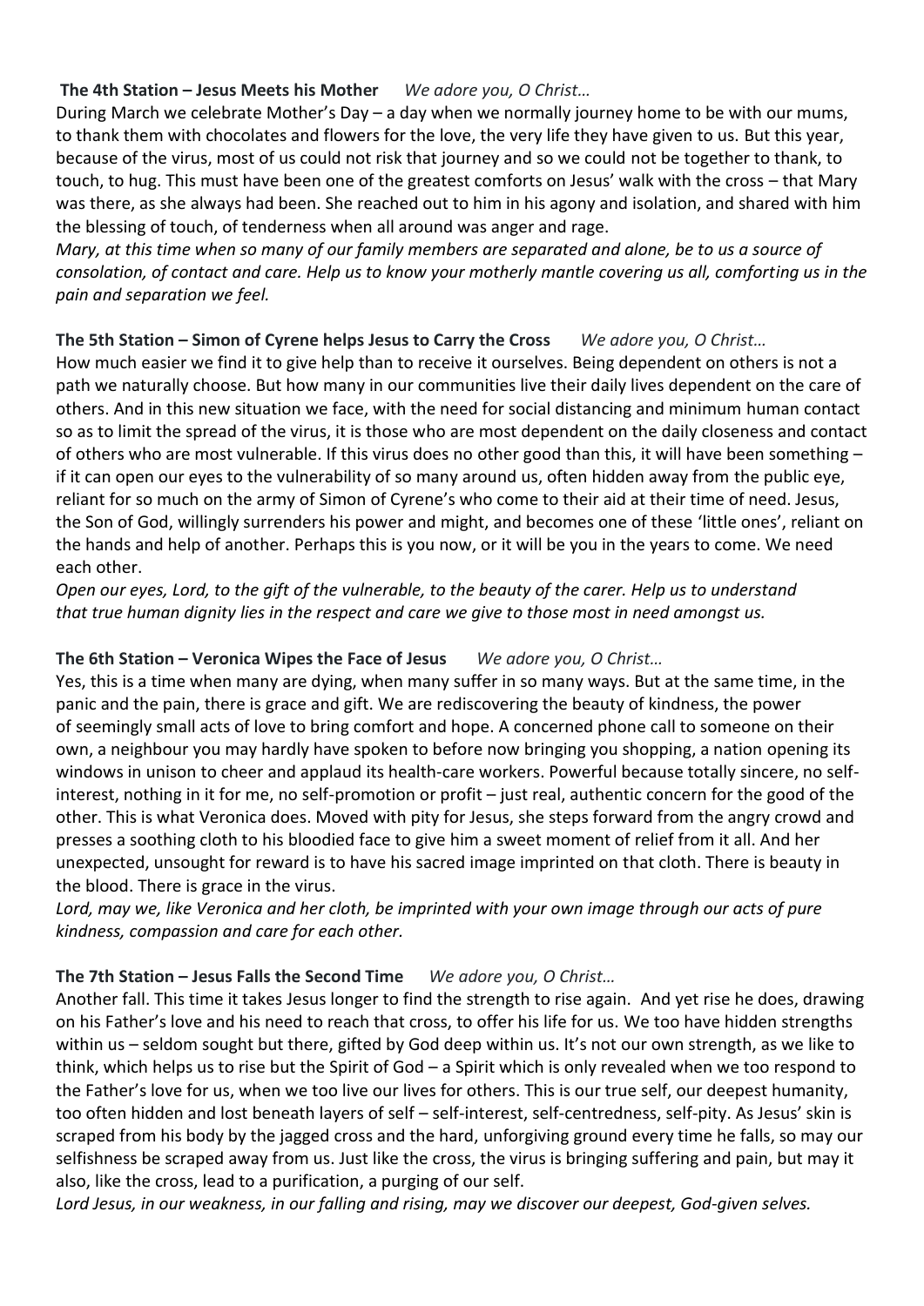**The 4th Station – Jesus Meets his Mother** *We adore you, O Christ…*

During March we celebrate Mother's Day – a day when we normally journey home to be with our mums, to thank them with chocolates and flowers for the love, the very life they have given to us. But this year, because of the virus, most of us could not risk that journey and so we could not be together to thank, to touch, to hug. This must have been one of the greatest comforts on Jesus' walk with the cross – that Mary was there, as she always had been. She reached out to him in his agony and isolation, and shared with him the blessing of touch, of tenderness when all around was anger and rage.

*Mary, at this time when so many of our family members are separated and alone, be to us a source of consolation, of contact and care. Help us to know your motherly mantle covering us all, comforting us in the pain and separation we feel.*

**The 5th Station – Simon of Cyrene helps Jesus to Carry the Cross** *We adore you, O Christ…*

How much easier we find it to give help than to receive it ourselves. Being dependent on others is not a path we naturally choose. But how many in our communities live their daily lives dependent on the care of others. And in this new situation we face, with the need for social distancing and minimum human contact so as to limit the spread of the virus, it is those who are most dependent on the daily closeness and contact of others who are most vulnerable. If this virus does no other good than this, it will have been something – if it can open our eyes to the vulnerability of so many around us, often hidden away from the public eye, reliant for so much on the army of Simon of Cyrene's who come to their aid at their time of need. Jesus, the Son of God, willingly surrenders his power and might, and becomes one of these 'little ones', reliant on the hands and help of another. Perhaps this is you now, or it will be you in the years to come. We need each other.

*Open our eyes, Lord, to the gift of the vulnerable, to the beauty of the carer. Help us to understand that true human dignity lies in the respect and care we give to those most in need amongst us.*

**The 6th Station – Veronica Wipes the Face of Jesus** *We adore you, O Christ…*

Yes, this is a time when many are dying, when many suffer in so many ways. But at the same time, in the panic and the pain, there is grace and gift. We are rediscovering the beauty of kindness, the power of seemingly small acts of love to bring comfort and hope. A concerned phone call to someone on their own, a neighbour you may hardly have spoken to before now bringing you shopping, a nation opening its windows in unison to cheer and applaud its health-care workers. Powerful because totally sincere, no self-interest, nothing in it for me, no self-promotion or profit – just real, authentic concern for the good of the other. This is what Veronica does. Moved with pity for Jesus, she steps forward from the angry crowd and presses a soothing cloth to his bloodied face to give him a sweet moment of relief from it all. And her unexpected, unsought for reward is to have his sacred image imprinted on that cloth. There is beauty in the blood. There is grace in the virus.

*Lord, may we, like Veronica and her cloth, be imprinted with your own image through our acts of pure kindness, compassion and care for each other.*

**The 7th Station – Jesus Falls the Second Time** *We adore you, O Christ…*

Another fall. This time it takes Jesus longer to find the strength to rise again. And yet rise he does, drawing on his Father's love and his need to reach that cross, to offer his life for us. We too have hidden strengths within us – seldom sought but there, gifted by God deep within us. It's not our own strength, as we like to think, which helps us to rise but the Spirit of God – a Spirit which is only revealed when we too respond to the Father's love for us, when we too live our lives for others. This is our true self, our deepest humanity, too often hidden and lost beneath layers of self – self-interest, self-centredness, self-pity. As Jesus' skin is scraped from his body by the jagged cross and the hard, unforgiving ground every time he falls, so may our selfishness be scraped away from us. Just like the cross, the virus is bringing suffering and pain, but may it also, like the cross, lead to a purification, a purging of our self.

*Lord Jesus, in our weakness, in our falling and rising, may we discover our deepest, God-given selves.*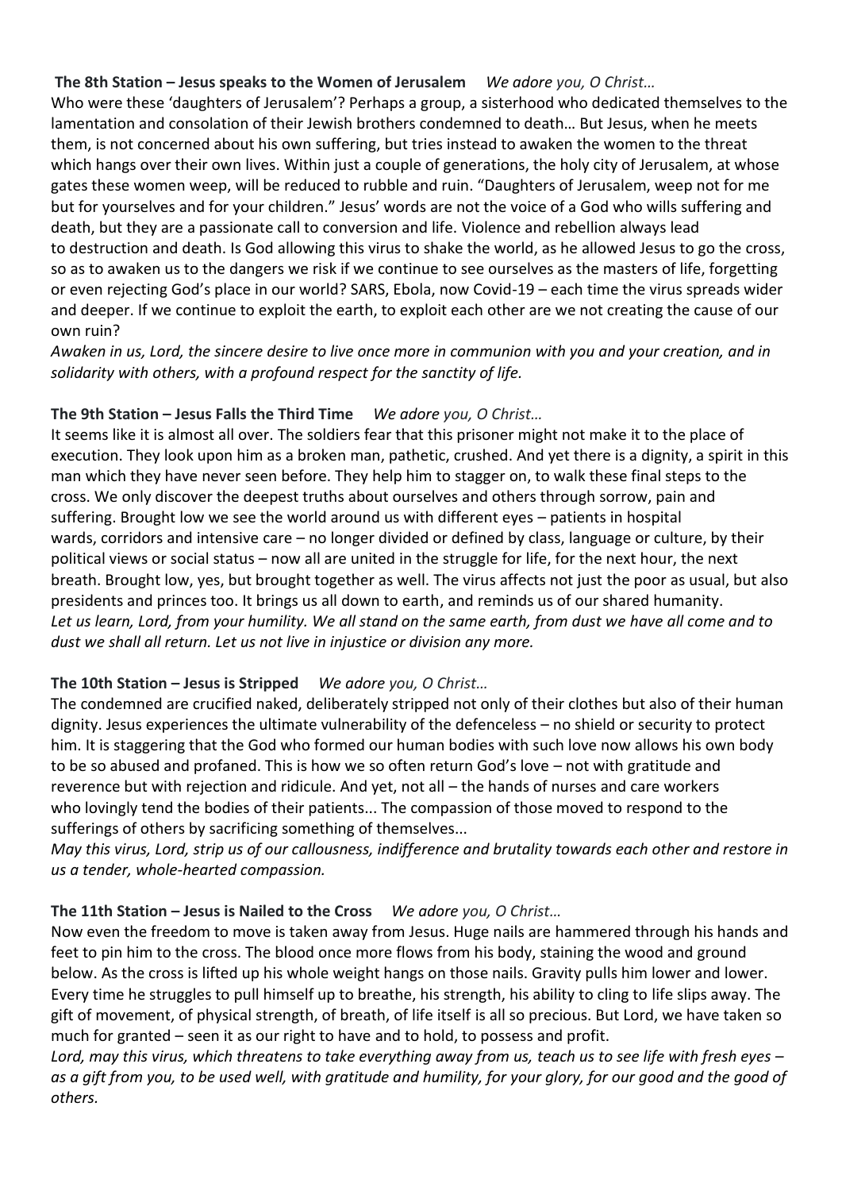**The 8th Station – Jesus speaks to the Women of Jerusalem** *We adore you, O Christ…*

Who were these 'daughters of Jerusalem'? Perhaps a group, a sisterhood who dedicated themselves to the lamentation and consolation of their Jewish brothers condemned to death… But Jesus, when he meets them, is not concerned about his own suffering, but tries instead to awaken the women to the threat which hangs over their own lives. Within just a couple of generations, the holy city of Jerusalem, at whose gates these women weep, will be reduced to rubble and ruin. "Daughters of Jerusalem, weep not for me but for yourselves and for your children." Jesus' words are not the voice of a God who wills suffering and death, but they are a passionate call to conversion and life. Violence and rebellion always lead to destruction and death. Is God allowing this virus to shake the world, as he allowed Jesus to go the cross, so as to awaken us to the dangers we risk if we continue to see ourselves as the masters of life, forgetting or even rejecting God's place in our world? SARS, Ebola, now Covid-19 – each time the virus spreads wider and deeper. If we continue to exploit the earth, to exploit each other are we not creating the cause of our own ruin?

*Awaken in us, Lord, the sincere desire to live once more in communion with you and your creation, and in solidarity with others, with a profound respect for the sanctity of life.*

**The 9th Station – Jesus Falls the Third Time** *We adore you, O Christ…*

It seems like it is almost all over. The soldiers fear that this prisoner might not make it to the place of execution. They look upon him as a broken man, pathetic, crushed. And yet there is a dignity, a spirit in this man which they have never seen before. They help him to stagger on, to walk these final steps to the cross. We only discover the deepest truths about ourselves and others through sorrow, pain and suffering. Brought low we see the world around us with different eyes – patients in hospital wards, corridors and intensive care – no longer divided or defined by class, language or culture, by their political views or social status – now all are united in the struggle for life, for the next hour, the next breath. Brought low, yes, but brought together as well. The virus affects not just the poor as usual, but also presidents and princes too. It brings us all down to earth, and reminds us of our shared humanity.

*Let us learn, Lord, from your humility. We all stand on the same earth, from dust we have all come and to dust we shall all return. Let us not live in injustice or division any more.*

**The 10th Station – Jesus is Stripped** *We adore you, O Christ…*

The condemned are crucified naked, deliberately stripped not only of their clothes but also of their human dignity. Jesus experiences the ultimate vulnerability of the defenceless – no shield or security to protect him. It is staggering that the God who formed our human bodies with such love now allows his own body to be so abused and profaned. This is how we so often return God's love – not with gratitude and reverence but with rejection and ridicule. And yet, not all – the hands of nurses and care workers who lovingly tend the bodies of their patients... The compassion of those moved to respond to the sufferings of others by sacrificing something of themselves...

*May this virus, Lord, strip us of our callousness, indifference and brutality towards each other and restore in us a tender, whole-hearted compassion.*

**The 11th Station – Jesus is Nailed to the Cross** *We adore you, O Christ…*

Now even the freedom to move is taken away from Jesus. Huge nails are hammered through his hands and feet to pin him to the cross. The blood once more flows from his body, staining the wood and ground below. As the cross is lifted up his whole weight hangs on those nails. Gravity pulls him lower and lower. Every time he struggles to pull himself up to breathe, his strength, his ability to cling to life slips away. The gift of movement, of physical strength, of breath, of life itself is all so precious. But Lord, we have taken so much for granted – seen it as our right to have and to hold, to possess and profit.

*Lord, may this virus, which threatens to take everything away from us, teach us to see life with fresh eyes – as a gift from you, to be used well, with gratitude and humility, for your glory, for our good and the good of others.*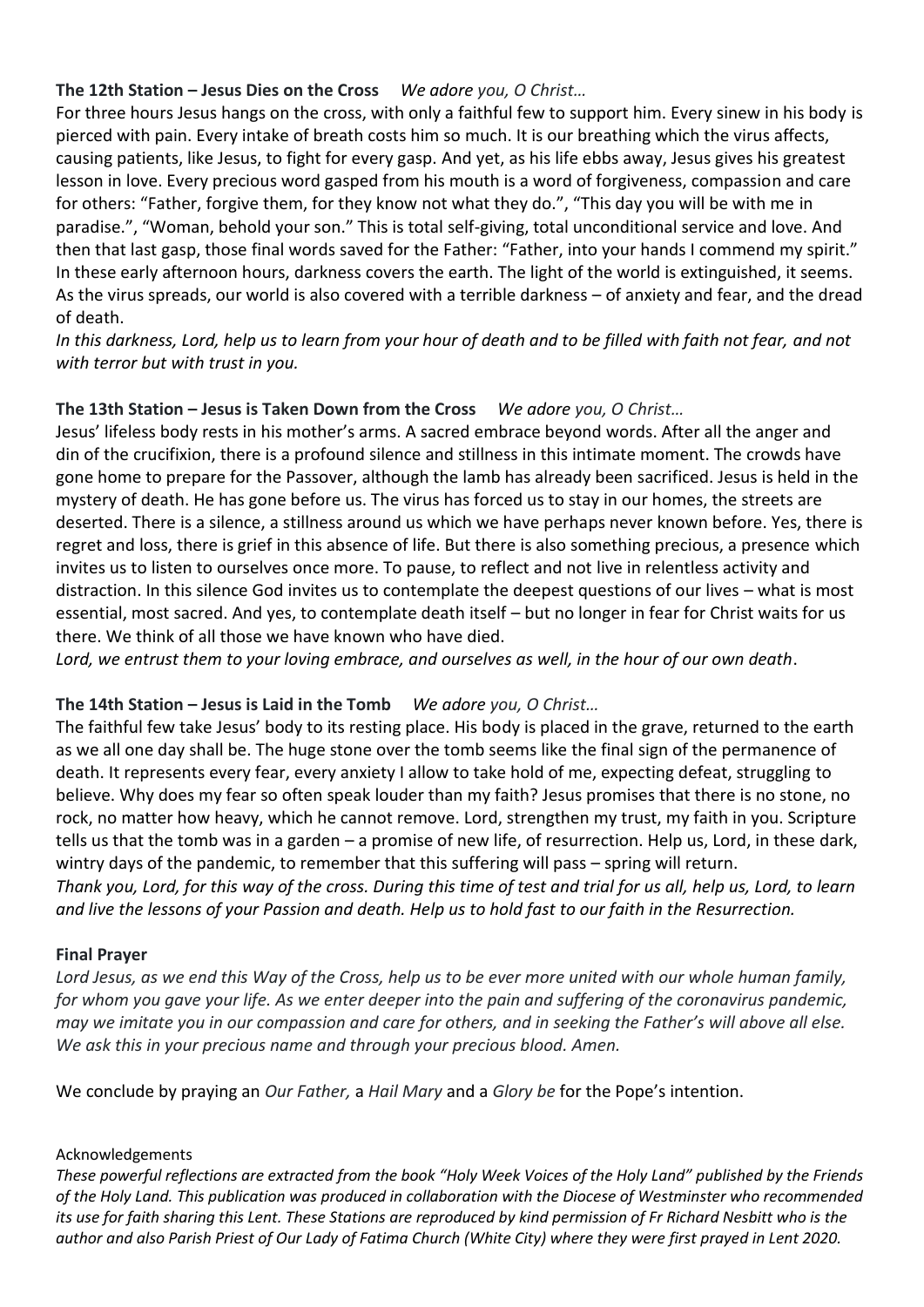**The 12th Station – Jesus Dies on the Cross** *We adore you, O Christ…*

For three hours Jesus hangs on the cross, with only a faithful few to support him. Every sinew in his body is pierced with pain. Every intake of breath costs him so much. It is our breathing which the virus affects, causing patients, like Jesus, to fight for every gasp. And yet, as his life ebbs away, Jesus gives his greatest lesson in love. Every precious word gasped from his mouth is a word of forgiveness, compassion and care for others: "Father, forgive them, for they know not what they do.", "This day you will be with me in paradise.", "Woman, behold your son." This is total self-giving, total unconditional service and love. And then that last gasp, those final words saved for the Father: "Father, into your hands I commend my spirit." In these early afternoon hours, darkness covers the earth. The light of the world is extinguished, it seems. As the virus spreads, our world is also covered with a terrible darkness – of anxiety and fear, and the dread of death.

*In this darkness, Lord, help us to learn from your hour of death and to be filled with faith not fear, and not with terror but with trust in you.*

**The 13th Station – Jesus is Taken Down from the Cross** *We adore you, O Christ…*

Jesus' lifeless body rests in his mother's arms. A sacred embrace beyond words. After all the anger and din of the crucifixion, there is a profound silence and stillness in this intimate moment. The crowds have gone home to prepare for the Passover, although the lamb has already been sacrificed. Jesus is held in the mystery of death. He has gone before us. The virus has forced us to stay in our homes, the streets are deserted. There is a silence, a stillness around us which we have perhaps never known before. Yes, there is regret and loss, there is grief in this absence of life. But there is also something precious, a presence which invites us to listen to ourselves once more. To pause, to reflect and not live in relentless activity and distraction. In this silence God invites us to contemplate the deepest questions of our lives – what is most essential, most sacred. And yes, to contemplate death itself – but no longer in fear for Christ waits for us there. We think of all those we have known who have died.

*Lord, we entrust them to your loving embrace, and ourselves as well, in the hour of our own death*.

**The 14th Station – Jesus is Laid in the Tomb** *We adore you, O Christ…*

The faithful few take Jesus' body to its resting place. His body is placed in the grave, returned to the earth as we all one day shall be. The huge stone over the tomb seems like the final sign of the permanence of death. It represents every fear, every anxiety I allow to take hold of me, expecting defeat, struggling to believe. Why does my fear so often speak louder than my faith? Jesus promises that there is no stone, no rock, no matter how heavy, which he cannot remove. Lord, strengthen my trust, my faith in you. Scripture tells us that the tomb was in a garden – a promise of new life, of resurrection. Help us, Lord, in these dark, wintry days of the pandemic, to remember that this suffering will pass – spring will return.

*Thank you, Lord, for this way of the cross. During this time of test and trial for us all, help us, Lord, to learn and live the lessons of your Passion and death. Help us to hold fast to our faith in the Resurrection.*

**Final Prayer**

*Lord Jesus, as we end this Way of the Cross, help us to be ever more united with our whole human family, for whom you gave your life. As we enter deeper into the pain and suffering of the coronavirus pandemic, may we imitate you in our compassion and care for others, and in seeking the Father's will above all else. We ask this in your precious name and through your precious blood. Amen.*

We conclude by praying an *Our Father,* a *Hail Mary* and a *Glory be* for the Pope's intention.

Acknowledgements

*These powerful reflections are extracted from the book "Holy Week Voices of the Holy Land" published by the Friends of the Holy Land. This publication was produced in collaboration with the Diocese of Westminster who recommended its use for faith sharing this Lent. These Stations are reproduced by kind permission of Fr Richard Nesbitt who is the author and also Parish Priest of Our Lady of Fatima Church (White City) where they were first prayed in Lent 2020.*